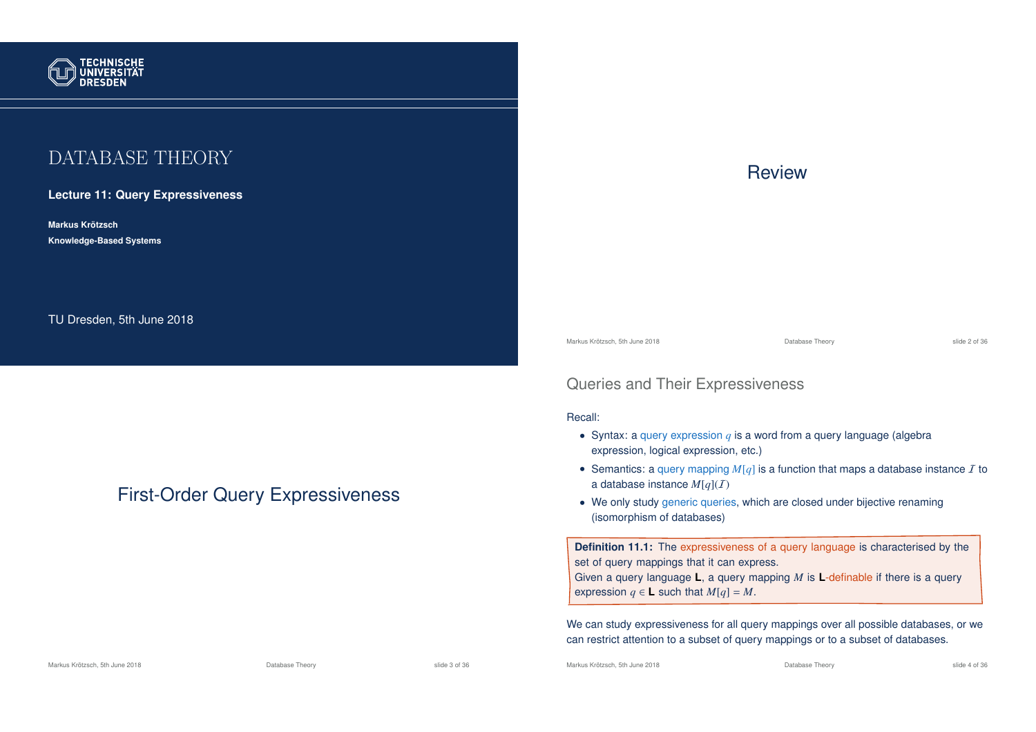# DATABASE THEORY

**Lecture 11: Query Expressiveness**

**Markus Krötzsch**

**Knowledge-Based Systems**

TU Dresden, 5th June 2018

# Review

# First-Order Query Expressiveness

## Queries and Their Expressiveness

Recall:

- Syntax: a query expression $q$ is a word from a query language (algebra expression, logical expression, etc.)
- Semantics: a query mapping $M[q]$ is a function that maps a database instance $\mathcal{I}$ to a database instance $M[q](\mathcal{I})$
- We only study generic queries, which are closed under bijective renaming (isomorphism of databases)

**Definition 11.1:** The expressiveness of a query language is characterised by the set of query mappings that it can express.
Given a query language **L**, a query mapping $M$ is **L**-definable if there is a query expression $q \in$ **L** such that $M[q] = M$.

We can study expressiveness for all query mappings over all possible databases, or we can restrict attention to a subset of query mappings or to a subset of databases.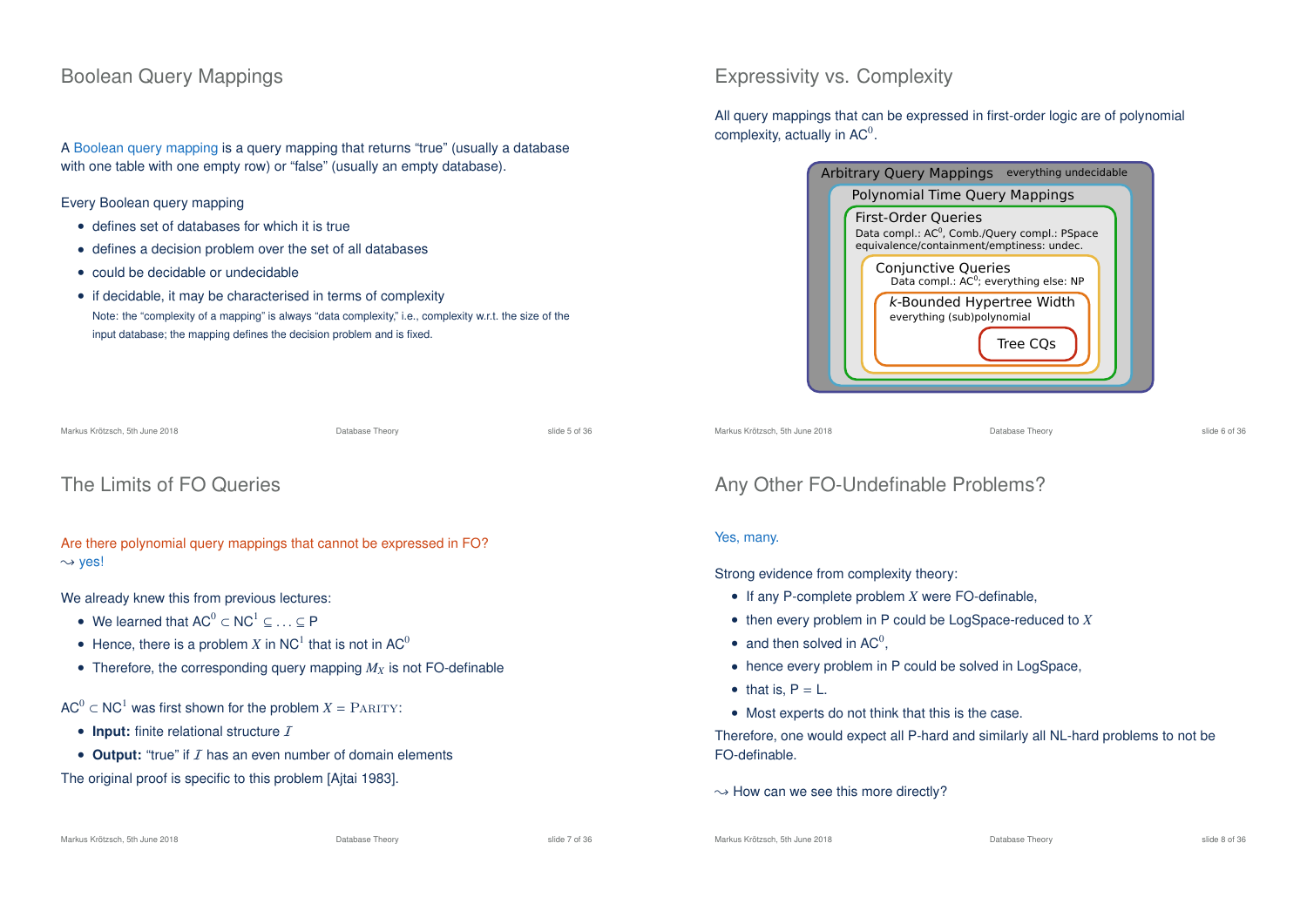## Boolean Query Mappings

A Boolean query mapping is a query mapping that returns "true" (usually a database with one table with one empty row) or "false" (usually an empty database).

Every Boolean query mapping

- defines set of databases for which it is true
- defines a decision problem over the set of all databases
- could be decidable or undecidable
- if decidable, it may be characterised in terms of complexity
  Note: the "complexity of a mapping" is always "data complexity," i.e., complexity w.r.t. the size of the input database; the mapping defines the decision problem and is fixed.

## Expressivity vs. Complexity

All query mappings that can be expressed in first-order logic are of polynomial complexity, actually in $\text{AC}^0$.

- Arbitrary Query Mappings — everything undecidable
  - Polynomial Time Query Mappings
    - First-Order Queries — Data compl.: $\text{AC}^0$, Comb./Query compl.: PSpace; equivalence/containment/emptiness: undec.
      - Conjunctive Queries — Data compl.: $\text{AC}^0$; everything else: NP
        - $k$-Bounded Hypertree Width — everything (sub)polynomial
          - Tree CQs

## The Limits of FO Queries

Are there polynomial query mappings that cannot be expressed in FO?
⇝ yes!

We already knew this from previous lectures:

- We learned that $\text{AC}^0 \subset \text{NC}^1 \subseteq \ldots \subseteq \text{P}$
- Hence, there is a problem $X$ in $\text{NC}^1$ that is not in $\text{AC}^0$
- Therefore, the corresponding query mapping $M_X$ is not FO-definable

$\text{AC}^0 \subset \text{NC}^1$ was first shown for the problem $X = \textsc{Parity}$:

- **Input:** finite relational structure $\mathcal{I}$
- **Output:** "true" if $\mathcal{I}$ has an even number of domain elements

The original proof is specific to this problem [Ajtai 1983].

## Any Other FO-Undefinable Problems?

Yes, many.

Strong evidence from complexity theory:

- If any P-complete problem $X$ were FO-definable,
- then every problem in P could be LogSpace-reduced to $X$
- and then solved in $\text{AC}^0$,
- hence every problem in P could be solved in LogSpace,
- that is, P = L.
- Most experts do not think that this is the case.

Therefore, one would expect all P-hard and similarly all NL-hard problems to not be FO-definable.

⇝ How can we see this more directly?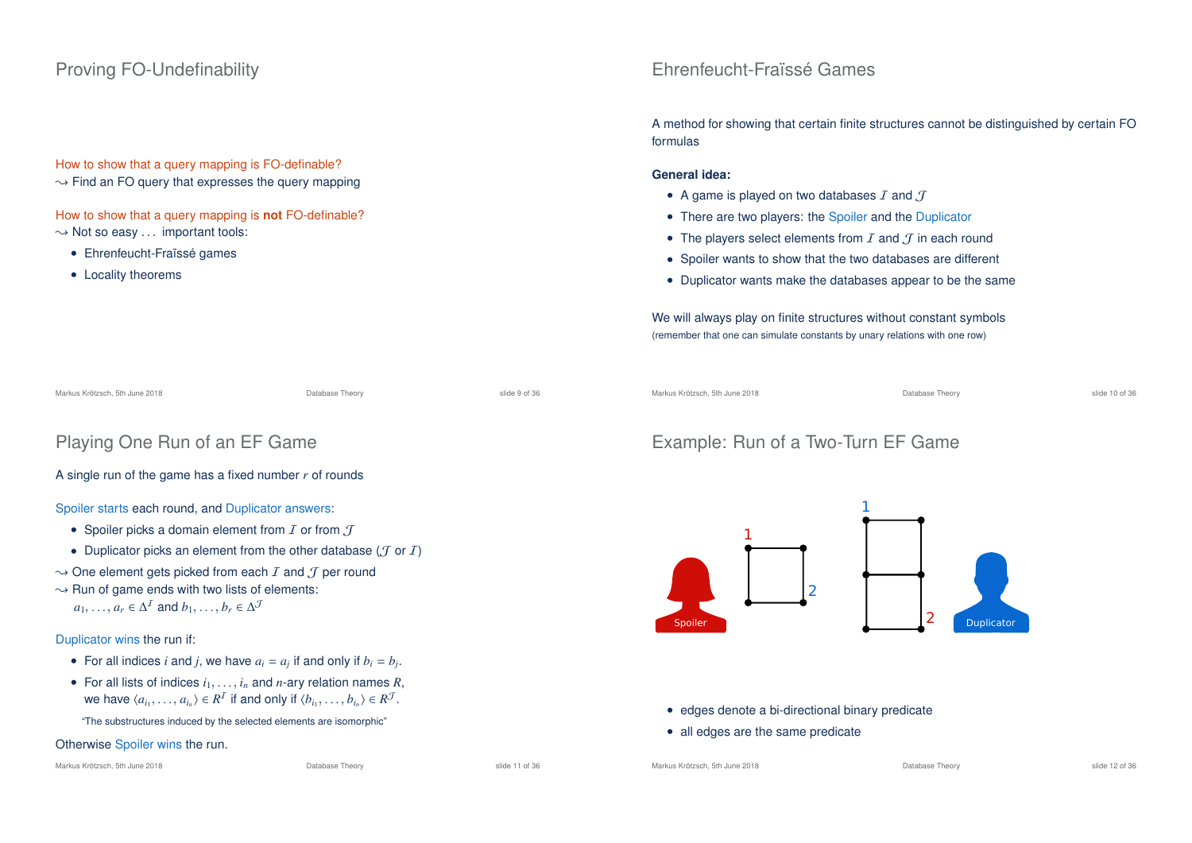## Proving FO-Undefinability

How to show that a query mapping is FO-definable?
⇝ Find an FO query that expresses the query mapping

How to show that a query mapping is **not** FO-definable?
⇝ Not so easy ... important tools:

- Ehrenfeucht-Fraïssé games
- Locality theorems

## Ehrenfeucht-Fraïssé Games

A method for showing that certain finite structures cannot be distinguished by certain FO formulas

**General idea:**

- A game is played on two databases $\mathcal{I}$ and $\mathcal{J}$
- There are two players: the Spoiler and the Duplicator
- The players select elements from $\mathcal{I}$ and $\mathcal{J}$ in each round
- Spoiler wants to show that the two databases are different
- Duplicator wants make the databases appear to be the same

We will always play on finite structures without constant symbols
(remember that one can simulate constants by unary relations with one row)

## Playing One Run of an EF Game

A single run of the game has a fixed number $r$ of rounds

Spoiler starts each round, and Duplicator answers:

- Spoiler picks a domain element from $\mathcal{I}$ or from $\mathcal{J}$
- Duplicator picks an element from the other database ($\mathcal{J}$ or $\mathcal{I}$)

⇝ One element gets picked from each $\mathcal{I}$ and $\mathcal{J}$ per round
⇝ Run of game ends with two lists of elements:
$a_1, \ldots, a_r \in \Delta^{\mathcal{I}}$ and $b_1, \ldots, b_r \in \Delta^{\mathcal{J}}$

Duplicator wins the run if:

- For all indices $i$ and $j$, we have $a_i = a_j$ if and only if $b_i = b_j$.
- For all lists of indices $i_1, \ldots, i_n$ and $n$-ary relation names $R$, we have $\langle a_{i_1}, \ldots, a_{i_n} \rangle \in R^{\mathcal{I}}$ if and only if $\langle b_{i_1}, \ldots, b_{i_n} \rangle \in R^{\mathcal{J}}$.

"The substructures induced by the selected elements are isomorphic"

Otherwise Spoiler wins the run.

## Example: Run of a Two-Turn EF Game

- edges denote a bi-directional binary predicate
- all edges are the same predicate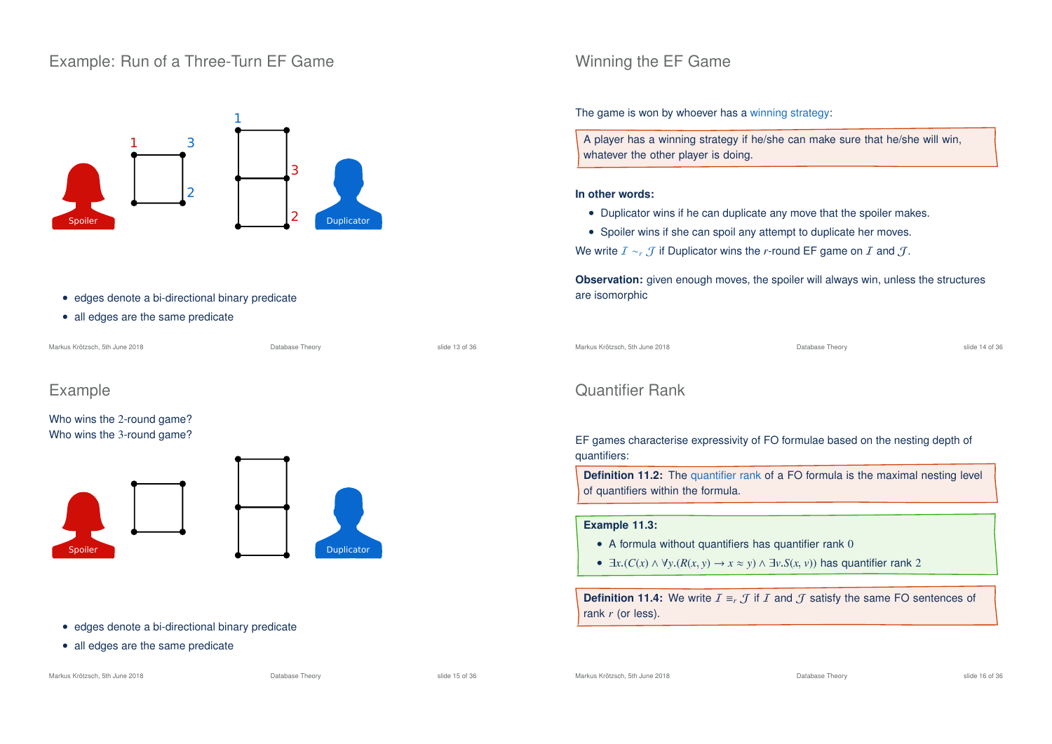## Example: Run of a Three-Turn EF Game

- edges denote a bi-directional binary predicate
- all edges are the same predicate

## Winning the EF Game

The game is won by whoever has a winning strategy:

> A player has a winning strategy if he/she can make sure that he/she will win, whatever the other player is doing.

**In other words:**

- Duplicator wins if he can duplicate any move that the spoiler makes.
- Spoiler wins if she can spoil any attempt to duplicate her moves.

We write $\mathcal{I} \sim_r \mathcal{J}$ if Duplicator wins the $r$-round EF game on $\mathcal{I}$ and $\mathcal{J}$.

**Observation:** given enough moves, the spoiler will always win, unless the structures are isomorphic

## Example

Who wins the 2-round game?
Who wins the 3-round game?

- edges denote a bi-directional binary predicate
- all edges are the same predicate

## Quantifier Rank

EF games characterise expressivity of FO formulae based on the nesting depth of quantifiers:

> **Definition 11.2:** The quantifier rank of a FO formula is the maximal nesting level of quantifiers within the formula.

> **Example 11.3:**
> - A formula without quantifiers has quantifier rank 0
> - $\exists x.(C(x) \wedge \forall y.(R(x, y) \rightarrow x \approx y) \wedge \exists v.S(x, v))$ has quantifier rank 2

> **Definition 11.4:** We write $\mathcal{I} \equiv_r \mathcal{J}$ if $\mathcal{I}$ and $\mathcal{J}$ satisfy the same FO sentences of rank $r$ (or less).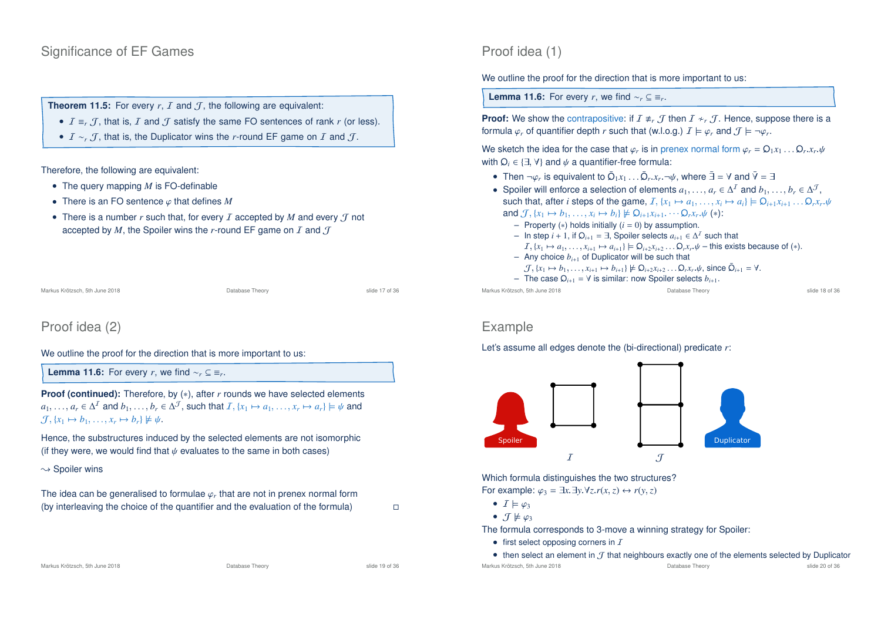## Significance of EF Games

**Theorem 11.5:** For every $r$, $\mathcal{I}$ and $\mathcal{J}$, the following are equivalent:

- $\mathcal{I} \equiv_r \mathcal{J}$, that is, $\mathcal{I}$ and $\mathcal{J}$ satisfy the same FO sentences of rank $r$ (or less).
- $\mathcal{I} \sim_r \mathcal{J}$, that is, the Duplicator wins the $r$-round EF game on $\mathcal{I}$ and $\mathcal{J}$.

Therefore, the following are equivalent:

- The query mapping $M$ is FO-definable
- There is an FO sentence $\varphi$ that defines $M$
- There is a number $r$ such that, for every $\mathcal{I}$ accepted by $M$ and every $\mathcal{J}$ not accepted by $M$, the Spoiler wins the $r$-round EF game on $\mathcal{I}$ and $\mathcal{J}$

## Proof idea (1)

We outline the proof for the direction that is more important to us:

**Lemma 11.6:** For every $r$, we find $\sim_r \subseteq \equiv_r$.

**Proof:** We show the contrapositive: if $\mathcal{I} \not\equiv_r \mathcal{J}$ then $\mathcal{I} \nsim_r \mathcal{J}$. Hence, suppose there is a formula $\varphi_r$ of quantifier depth $r$ such that (w.l.o.g.) $\mathcal{I} \models \varphi_r$ and $\mathcal{J} \models \neg\varphi_r$.

We sketch the idea for the case that $\varphi_r$ is in prenex normal form $\varphi_r = \mathsf{Q}_1 x_1 \ldots \mathsf{Q}_r.x_r.\psi$ with $\mathsf{Q}_i \in \{\exists, \forall\}$ and $\psi$ a quantifier-free formula:

- Then $\neg\varphi_r$ is equivalent to $\bar{\mathsf{Q}}_1 x_1 \ldots \bar{\mathsf{Q}}_r.x_r.\neg\psi$, where $\bar{\exists} = \forall$ and $\bar{\forall} = \exists$
- Spoiler will enforce a selection of elements $a_1, \ldots, a_r \in \Delta^{\mathcal{I}}$ and $b_1, \ldots, b_r \in \Delta^{\mathcal{J}}$, such that, after $i$ steps of the game, $\mathcal{I}, \{x_1 \mapsto a_1, \ldots, x_i \mapsto a_i\} \models \mathsf{Q}_{i+1} x_{i+1} \ldots \mathsf{Q}_r x_r.\psi$ and $\mathcal{J}, \{x_1 \mapsto b_1, \ldots, x_i \mapsto b_i\} \not\models \mathsf{Q}_{i+1} x_{i+1}. \cdots \mathsf{Q}_r x_r.\psi$ $(*)$:
  - Property $(*)$ holds initially ($i = 0$) by assumption.
  - In step $i+1$, if $\mathsf{Q}_{i+1} = \exists$, Spoiler selects $a_{i+1} \in \Delta^{\mathcal{I}}$ such that $\mathcal{I}, \{x_1 \mapsto a_1, \ldots, x_{i+1} \mapsto a_{i+1}\} \models \mathsf{Q}_{i+2} x_{i+2} \ldots \mathsf{Q}_r x_r.\psi$ – this exists because of $(*)$.
  - Any choice $b_{i+1}$ of Duplicator will be such that $\mathcal{J}, \{x_1 \mapsto b_1, \ldots, x_{i+1} \mapsto b_{i+1}\} \not\models \mathsf{Q}_{i+2} x_{i+2} \ldots \mathsf{Q}_r x_r.\psi$, since $\bar{\mathsf{Q}}_{i+1} = \forall$.
  - The case $\mathsf{Q}_{i+1} = \forall$ is similar: now Spoiler selects $b_{i+1}$.

## Proof idea (2)

We outline the proof for the direction that is more important to us:

**Lemma 11.6:** For every $r$, we find $\sim_r \subseteq \equiv_r$.

**Proof (continued):** Therefore, by $(*)$, after $r$ rounds we have selected elements $a_1, \ldots, a_r \in \Delta^{\mathcal{I}}$ and $b_1, \ldots, b_r \in \Delta^{\mathcal{J}}$, such that $\mathcal{I}, \{x_1 \mapsto a_1, \ldots, x_r \mapsto a_r\} \models \psi$ and $\mathcal{J}, \{x_1 \mapsto b_1, \ldots, x_r \mapsto b_r\} \not\models \psi$.

Hence, the substructures induced by the selected elements are not isomorphic (if they were, we would find that $\psi$ evaluates to the same in both cases)

$\leadsto$ Spoiler wins

The idea can be generalised to formulae $\varphi_r$ that are not in prenex normal form (by interleaving the choice of the quantifier and the evaluation of the formula) □

## Example

Let's assume all edges denote the (bi-directional) predicate $r$:

Spoiler $\mathcal{I}$ $\mathcal{J}$ Duplicator

Which formula distinguishes the two structures?
For example: $\varphi_3 = \exists x.\exists y.\forall z.r(x, z) \leftrightarrow r(y, z)$

- $\mathcal{I} \models \varphi_3$
- $\mathcal{J} \not\models \varphi_3$

The formula corresponds to 3-move a winning strategy for Spoiler:

- first select opposing corners in $\mathcal{I}$
- then select an element in $\mathcal{J}$ that neighbours exactly one of the elements selected by Duplicator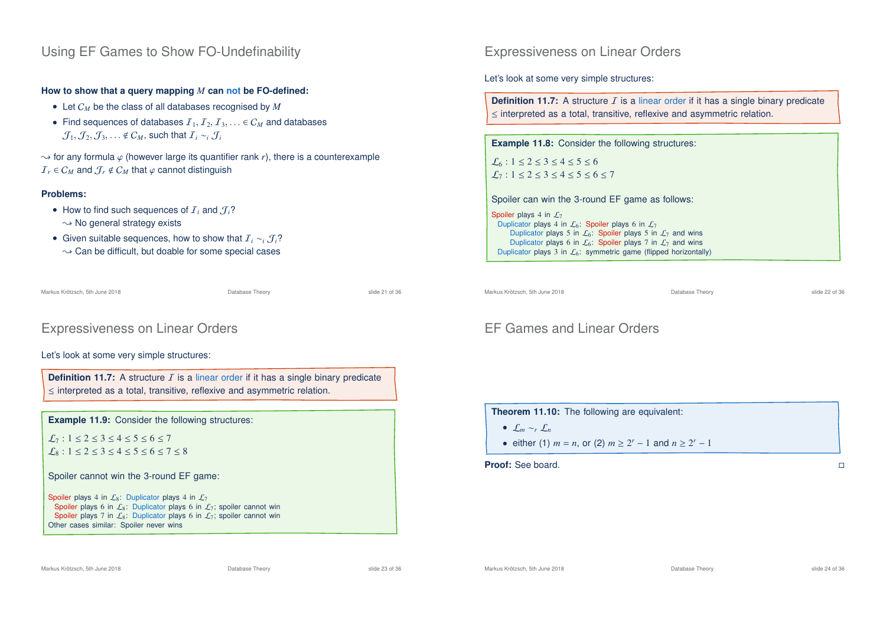## Using EF Games to Show FO-Undefinability

**How to show that a query mapping $M$ can not be FO-defined:**

- Let $C_M$ be the class of all databases recognised by $M$
- Find sequences of databases $\mathcal{I}_1, \mathcal{I}_2, \mathcal{I}_3, \ldots \in C_M$ and databases $\mathcal{J}_1, \mathcal{J}_2, \mathcal{J}_3, \ldots \notin C_M$, such that $\mathcal{I}_i \sim_i \mathcal{J}_i$

$\leadsto$ for any formula $\varphi$ (however large its quantifier rank $r$), there is a counterexample $\mathcal{I}_r \in C_M$ and $\mathcal{J}_r \notin C_M$ that $\varphi$ cannot distinguish

**Problems:**

- How to find such sequences of $\mathcal{I}_i$ and $\mathcal{J}_i$?
  $\leadsto$ No general strategy exists
- Given suitable sequences, how to show that $\mathcal{I}_i \sim_i \mathcal{J}_i$?
  $\leadsto$ Can be difficult, but doable for some special cases

## Expressiveness on Linear Orders

Let's look at some very simple structures:

**Definition 11.7:** A structure $\mathcal{I}$ is a linear order if it has a single binary predicate $\leq$ interpreted as a total, transitive, reflexive and asymmetric relation.

**Example 11.8:** Consider the following structures:

$\mathcal{L}_6 : 1 \leq 2 \leq 3 \leq 4 \leq 5 \leq 6$
$\mathcal{L}_7 : 1 \leq 2 \leq 3 \leq 4 \leq 5 \leq 6 \leq 7$

Spoiler can win the 3-round EF game as follows:

Spoiler plays 4 in $\mathcal{L}_7$
  Duplicator plays 4 in $\mathcal{L}_6$: Spoiler plays 6 in $\mathcal{L}_7$
    Duplicator plays 5 in $\mathcal{L}_6$: Spoiler plays 5 in $\mathcal{L}_7$ and wins
    Duplicator plays 6 in $\mathcal{L}_6$: Spoiler plays 7 in $\mathcal{L}_7$ and wins
  Duplicator plays 3 in $\mathcal{L}_6$: symmetric game (flipped horizontally)

## Expressiveness on Linear Orders

Let's look at some very simple structures:

**Definition 11.7:** A structure $\mathcal{I}$ is a linear order if it has a single binary predicate $\leq$ interpreted as a total, transitive, reflexive and asymmetric relation.

**Example 11.9:** Consider the following structures:

$\mathcal{L}_7 : 1 \leq 2 \leq 3 \leq 4 \leq 5 \leq 6 \leq 7$
$\mathcal{L}_8 : 1 \leq 2 \leq 3 \leq 4 \leq 5 \leq 6 \leq 7 \leq 8$

Spoiler cannot win the 3-round EF game:

Spoiler plays 4 in $\mathcal{L}_8$: Duplicator plays 4 in $\mathcal{L}_7$
  Spoiler plays 6 in $\mathcal{L}_8$: Duplicator plays 6 in $\mathcal{L}_7$; spoiler cannot win
  Spoiler plays 7 in $\mathcal{L}_8$: Duplicator plays 6 in $\mathcal{L}_7$; spoiler cannot win
Other cases similar: Spoiler never wins

## EF Games and Linear Orders

**Theorem 11.10:** The following are equivalent:

- $\mathcal{L}_m \sim_r \mathcal{L}_n$
- either (1) $m = n$, or (2) $m \geq 2^r - 1$ and $n \geq 2^r - 1$

**Proof:** See board. □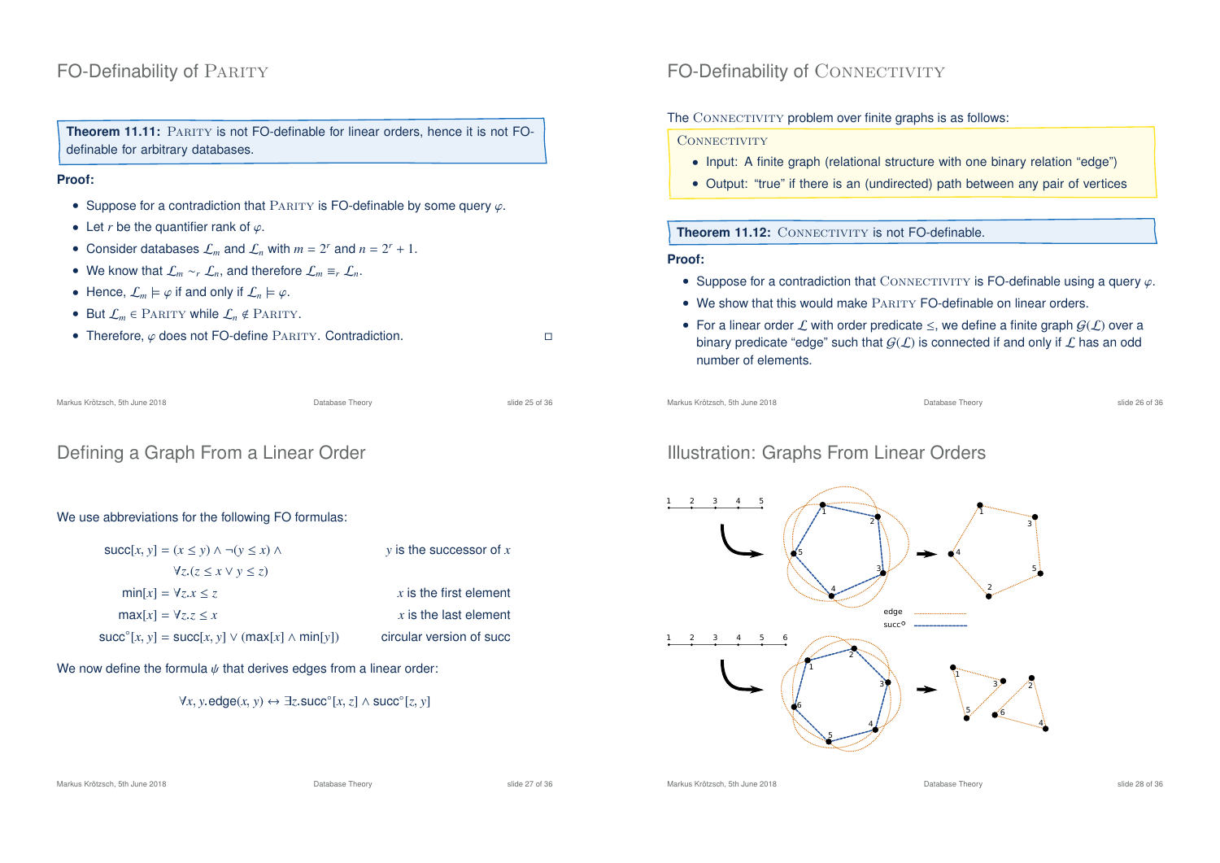## FO-Definability of Parity

**Theorem 11.11:** Parity is not FO-definable for linear orders, hence it is not FO-definable for arbitrary databases.

**Proof:**

- Suppose for a contradiction that Parity is FO-definable by some query $\varphi$.
- Let $r$ be the quantifier rank of $\varphi$.
- Consider databases $\mathcal{L}_m$ and $\mathcal{L}_n$ with $m = 2^r$ and $n = 2^r + 1$.
- We know that $\mathcal{L}_m \sim_r \mathcal{L}_n$, and therefore $\mathcal{L}_m \equiv_r \mathcal{L}_n$.
- Hence, $\mathcal{L}_m \models \varphi$ if and only if $\mathcal{L}_n \models \varphi$.
- But $\mathcal{L}_m \in$ Parity while $\mathcal{L}_n \notin$ Parity.
- Therefore, $\varphi$ does not FO-define Parity. Contradiction. □

## FO-Definability of Connectivity

The Connectivity problem over finite graphs is as follows:

Connectivity

- Input: A finite graph (relational structure with one binary relation "edge")
- Output: "true" if there is an (undirected) path between any pair of vertices

**Theorem 11.12:** Connectivity is not FO-definable.

**Proof:**

- Suppose for a contradiction that Connectivity is FO-definable using a query $\varphi$.
- We show that this would make Parity FO-definable on linear orders.
- For a linear order $\mathcal{L}$ with order predicate $\leq$, we define a finite graph $\mathcal{G}(\mathcal{L})$ over a binary predicate "edge" such that $\mathcal{G}(\mathcal{L})$ is connected if and only if $\mathcal{L}$ has an odd number of elements.

## Defining a Graph From a Linear Order

We use abbreviations for the following FO formulas:

$$\mathsf{succ}[x, y] = (x \leq y) \wedge \neg(y \leq x) \wedge \forall z.(z \leq x \vee y \leq z) \qquad y \text{ is the successor of } x$$

$$\mathsf{min}[x] = \forall z. x \leq z \qquad x \text{ is the first element}$$

$$\mathsf{max}[x] = \forall z. z \leq x \qquad x \text{ is the last element}$$

$$\mathsf{succ}^\circ[x, y] = \mathsf{succ}[x, y] \vee (\mathsf{max}[x] \wedge \mathsf{min}[y]) \qquad \text{circular version of succ}$$

We now define the formula $\psi$ that derives edges from a linear order:

$$\forall x, y.\mathsf{edge}(x, y) \leftrightarrow \exists z.\mathsf{succ}^\circ[x, z] \wedge \mathsf{succ}^\circ[z, y]$$

## Illustration: Graphs From Linear Orders

1 2 3 4 5

edge

succ°

1 2 3 4 5 6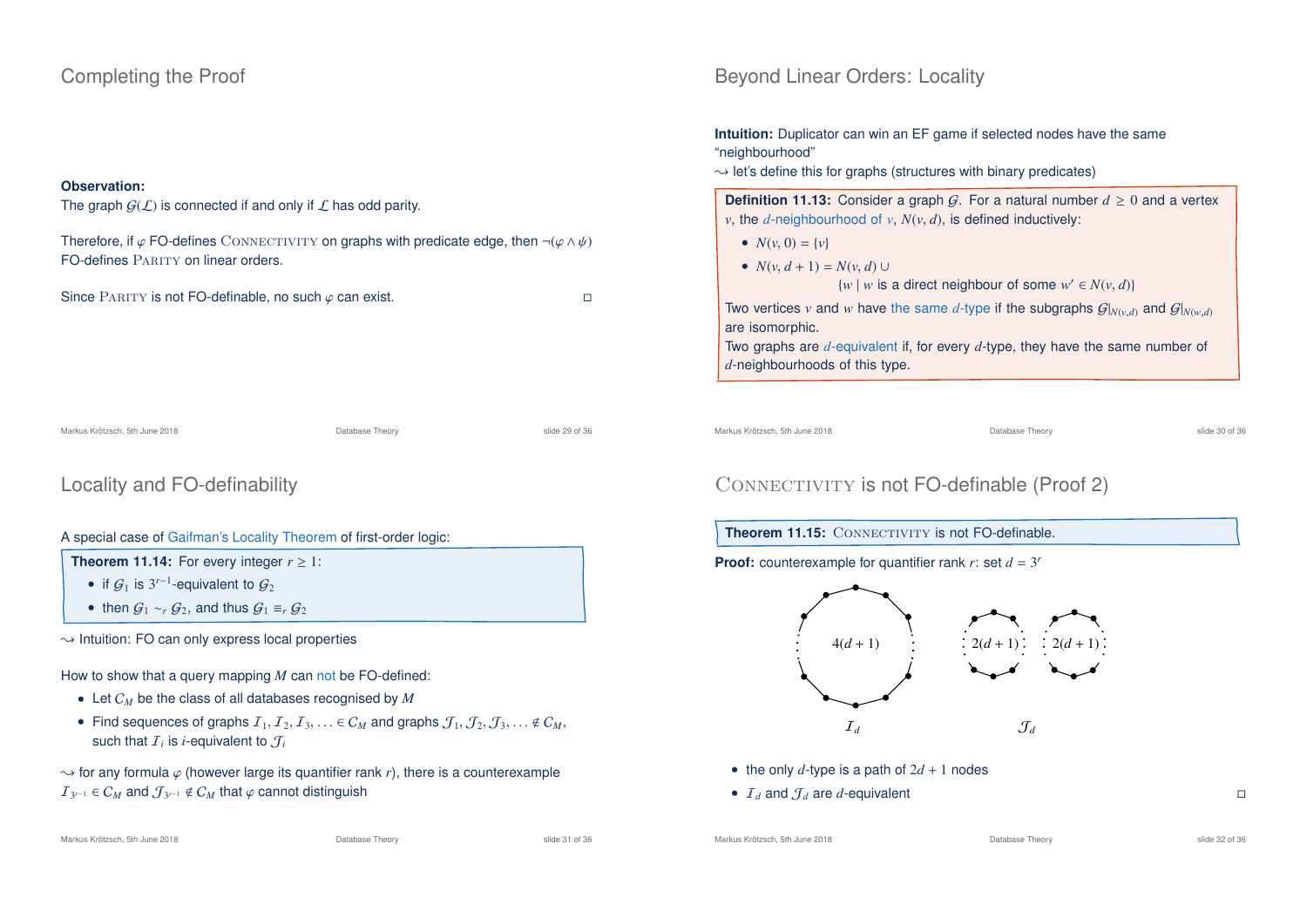## Completing the Proof

**Observation:**
The graph $\mathcal{G}(\mathcal{L})$ is connected if and only if $\mathcal{L}$ has odd parity.

Therefore, if $\varphi$ FO-defines Connectivity on graphs with predicate edge, then $\neg(\varphi \wedge \psi)$ FO-defines Parity on linear orders.

Since Parity is not FO-definable, no such $\varphi$ can exist. □

## Beyond Linear Orders: Locality

**Intuition:** Duplicator can win an EF game if selected nodes have the same "neighbourhood"
⇝ let's define this for graphs (structures with binary predicates)

**Definition 11.13:** Consider a graph $\mathcal{G}$. For a natural number $d \geq 0$ and a vertex $v$, the $d$-neighbourhood of $v$, $N(v, d)$, is defined inductively:

- $N(v, 0) = \{v\}$
- $N(v, d+1) = N(v, d) \cup$
  $\{w \mid w$ is a direct neighbour of some $w' \in N(v, d)\}$

Two vertices $v$ and $w$ have the same $d$-type if the subgraphs $\mathcal{G}|_{N(v,d)}$ and $\mathcal{G}|_{N(w,d)}$ are isomorphic.
Two graphs are $d$-equivalent if, for every $d$-type, they have the same number of $d$-neighbourhoods of this type.

## Locality and FO-definability

A special case of Gaifman's Locality Theorem of first-order logic:

**Theorem 11.14:** For every integer $r \geq 1$:

- if $\mathcal{G}_1$ is $3^{r-1}$-equivalent to $\mathcal{G}_2$
- then $\mathcal{G}_1 \sim_r \mathcal{G}_2$, and thus $\mathcal{G}_1 \equiv_r \mathcal{G}_2$

⇝ Intuition: FO can only express local properties

How to show that a query mapping $M$ can not be FO-defined:

- Let $C_M$ be the class of all databases recognised by $M$
- Find sequences of graphs $\mathcal{I}_1, \mathcal{I}_2, \mathcal{I}_3, \ldots \in C_M$ and graphs $\mathcal{J}_1, \mathcal{J}_2, \mathcal{J}_3, \ldots \notin C_M$, such that $\mathcal{I}_i$ is $i$-equivalent to $\mathcal{J}_i$

⇝ for any formula $\varphi$ (however large its quantifier rank $r$), there is a counterexample $\mathcal{I}_{3^{r-1}} \in C_M$ and $\mathcal{J}_{3^{r-1}} \notin C_M$ that $\varphi$ cannot distinguish

## Connectivity is not FO-definable (Proof 2)

**Theorem 11.15:** Connectivity is not FO-definable.

**Proof:** counterexample for quantifier rank $r$: set $d = 3^r$

$4(d+1)$ $\qquad$ $2(d+1)$ $\quad$ $2(d+1)$

$\mathcal{I}_d$ $\qquad\qquad$ $\mathcal{J}_d$

- the only $d$-type is a path of $2d + 1$ nodes
- $\mathcal{I}_d$ and $\mathcal{J}_d$ are $d$-equivalent □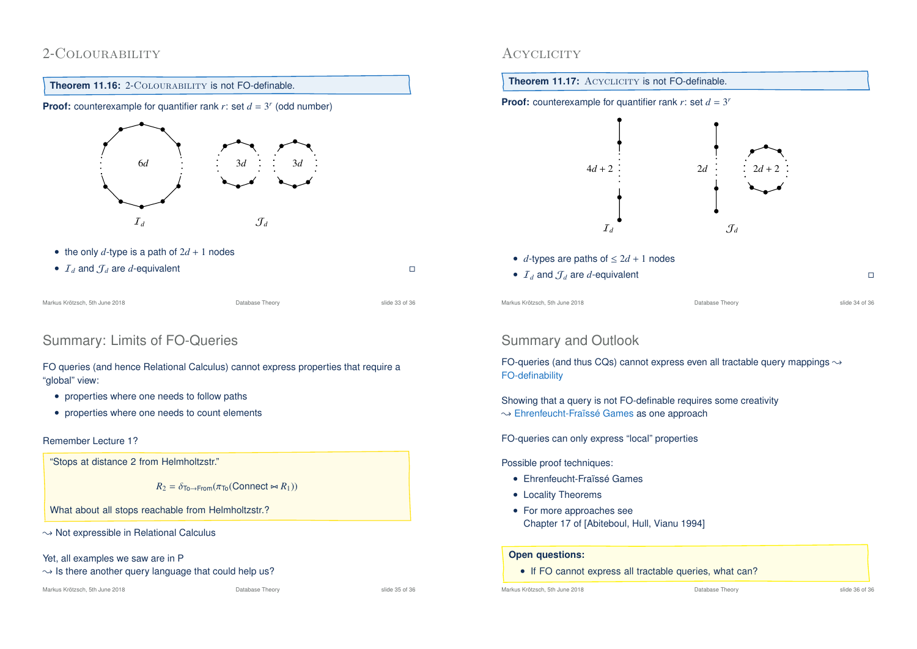## 2-Colourability

**Theorem 11.16:** 2-Colourability is not FO-definable.

**Proof:** counterexample for quantifier rank $r$: set $d = 3^r$ (odd number)

$6d$

$3d$ $3d$

$\mathcal{I}_d$ $\mathcal{J}_d$

- the only $d$-type is a path of $2d + 1$ nodes
- $\mathcal{I}_d$ and $\mathcal{J}_d$ are $d$-equivalent □

## Acyclicity

**Theorem 11.17:** Acyclicity is not FO-definable.

**Proof:** counterexample for quantifier rank $r$: set $d = 3^r$

$4d + 2$

$2d$ $2d + 2$

$\mathcal{I}_d$ $\mathcal{J}_d$

- $d$-types are paths of $\leq 2d + 1$ nodes
- $\mathcal{I}_d$ and $\mathcal{J}_d$ are $d$-equivalent □

## Summary: Limits of FO-Queries

FO queries (and hence Relational Calculus) cannot express properties that require a "global" view:

- properties where one needs to follow paths
- properties where one needs to count elements

Remember Lecture 1?

"Stops at distance 2 from Helmholtzstr."

$$R_2 = \delta_{\text{To}\to\text{From}}(\pi_{\text{To}}(\text{Connect} \bowtie R_1))$$

What about all stops reachable from Helmholtzstr.?

⇝ Not expressible in Relational Calculus

Yet, all examples we saw are in P
⇝ Is there another query language that could help us?

## Summary and Outlook

FO-queries (and thus CQs) cannot express even all tractable query mappings ⇝ FO-definability

Showing that a query is not FO-definable requires some creativity
⇝ Ehrenfeucht-Fraïssé Games as one approach

FO-queries can only express "local" properties

Possible proof techniques:

- Ehrenfeucht-Fraïssé Games
- Locality Theorems
- For more approaches see
  Chapter 17 of [Abiteboul, Hull, Vianu 1994]

**Open questions:**

- If FO cannot express all tractable queries, what can?